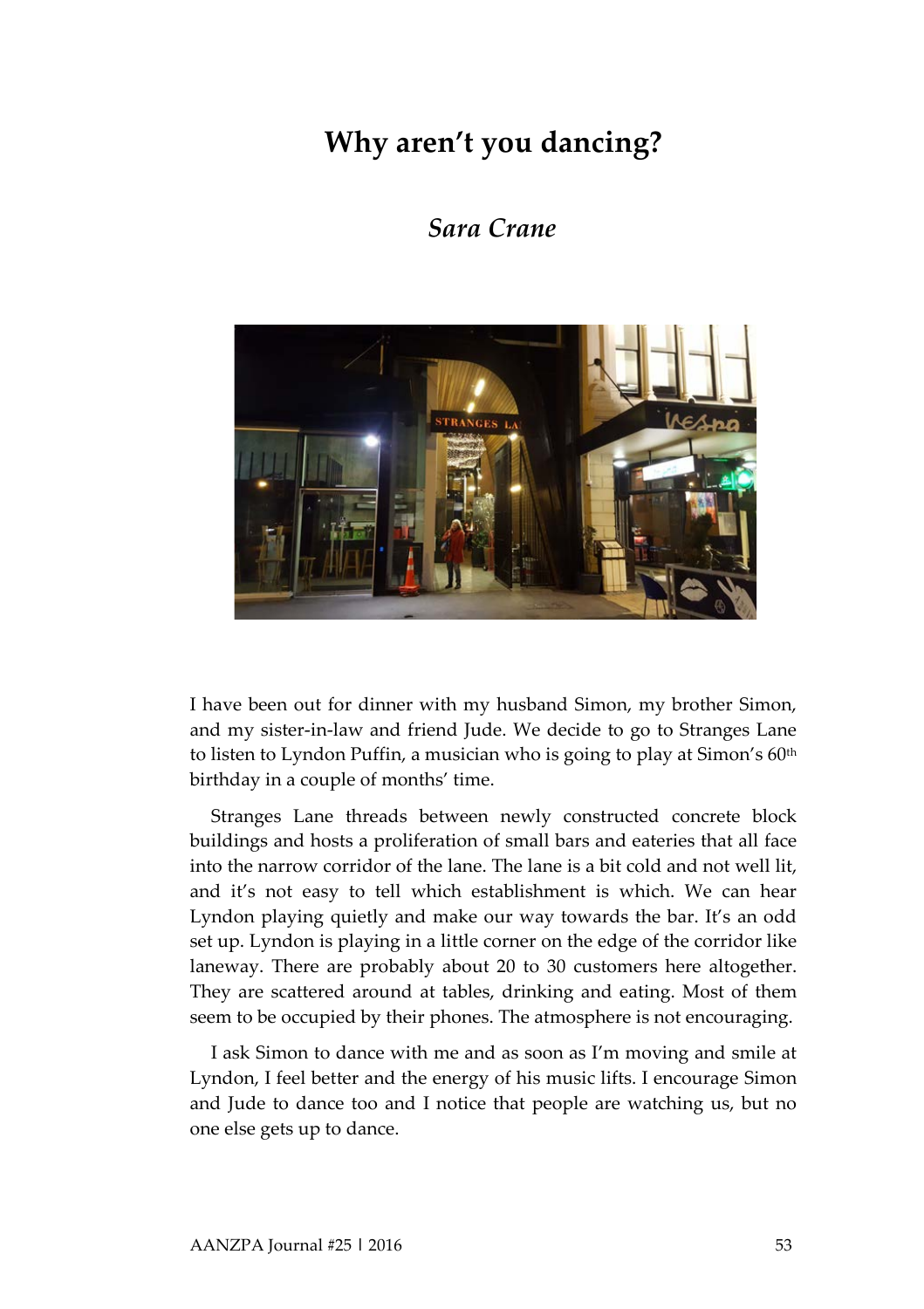# Why aren't you dancing?

## *Sara Crane*

I have been out for dinner with my husband Simon, my brother Simon, and my sister-in-law and friend Jude. We decide to go to Stranges Lane to listen to Lyndon Puffin, a musician who is going to play at Simon's 60th birthday in a couple of months' time.

Stranges Lane threads between newly constructed concrete block buildings and hosts a proliferation of small bars and eateries that all face into the narrow corridor of the lane. The lane is a bit cold and not well lit, and it's not easy to tell which establishment is which. We can hear Lyndon playing quietly and make our way towards the bar. It's an odd set up. Lyndon is playing in a little corner on the edge of the corridor like laneway. There are probably about 20 to 30 customers here altogether. They are scattered around at tables, drinking and eating. Most of them seem to be occupied by their phones. The atmosphere is not encouraging.

I ask Simon to dance with me and as soon as I'm moving and smile at Lyndon, I feel better and the energy of his music lifts. I encourage Simon and Jude to dance too and I notice that people are watching us, but no one else gets up to dance.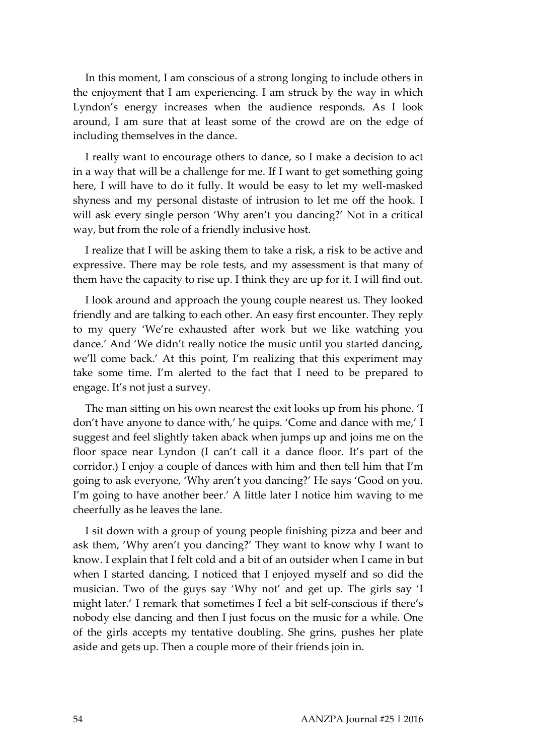In this moment, I am conscious of a strong longing to include others in the enjoyment that I am experiencing. I am struck by the way in which Lyndon's energy increases when the audience responds. As I look around, I am sure that at least some of the crowd are on the edge of including themselves in the dance.

I really want to encourage others to dance, so I make a decision to act in a way that will be a challenge for me. If I want to get something going here, I will have to do it fully. It would be easy to let my well-masked shyness and my personal distaste of intrusion to let me off the hook. I will ask every single person 'Why aren't you dancing?' Not in a critical way, but from the role of a friendly inclusive host.

I realize that I will be asking them to take a risk, a risk to be active and expressive. There may be role tests, and my assessment is that many of them have the capacity to rise up. I think they are up for it. I will find out.

I look around and approach the young couple nearest us. They looked friendly and are talking to each other. An easy first encounter. They reply to my query 'We're exhausted after work but we like watching you dance.' And 'We didn't really notice the music until you started dancing, we'll come back.' At this point, I'm realizing that this experiment may take some time. I'm alerted to the fact that I need to be prepared to engage. It's not just a survey.

The man sitting on his own nearest the exit looks up from his phone. 'I don't have anyone to dance with,' he quips. 'Come and dance with me,' I suggest and feel slightly taken aback when jumps up and joins me on the floor space near Lyndon (I can't call it a dance floor. It's part of the corridor.) I enjoy a couple of dances with him and then tell him that I'm going to ask everyone, 'Why aren't you dancing?' He says 'Good on you. I'm going to have another beer.' A little later I notice him waving to me cheerfully as he leaves the lane.

I sit down with a group of young people finishing pizza and beer and ask them, 'Why aren't you dancing?' They want to know why I want to know. I explain that I felt cold and a bit of an outsider when I came in but when I started dancing, I noticed that I enjoyed myself and so did the musician. Two of the guys say 'Why not' and get up. The girls say 'I might later.' I remark that sometimes I feel a bit self-conscious if there's nobody else dancing and then I just focus on the music for a while. One of the girls accepts my tentative doubling. She grins, pushes her plate aside and gets up. Then a couple more of their friends join in.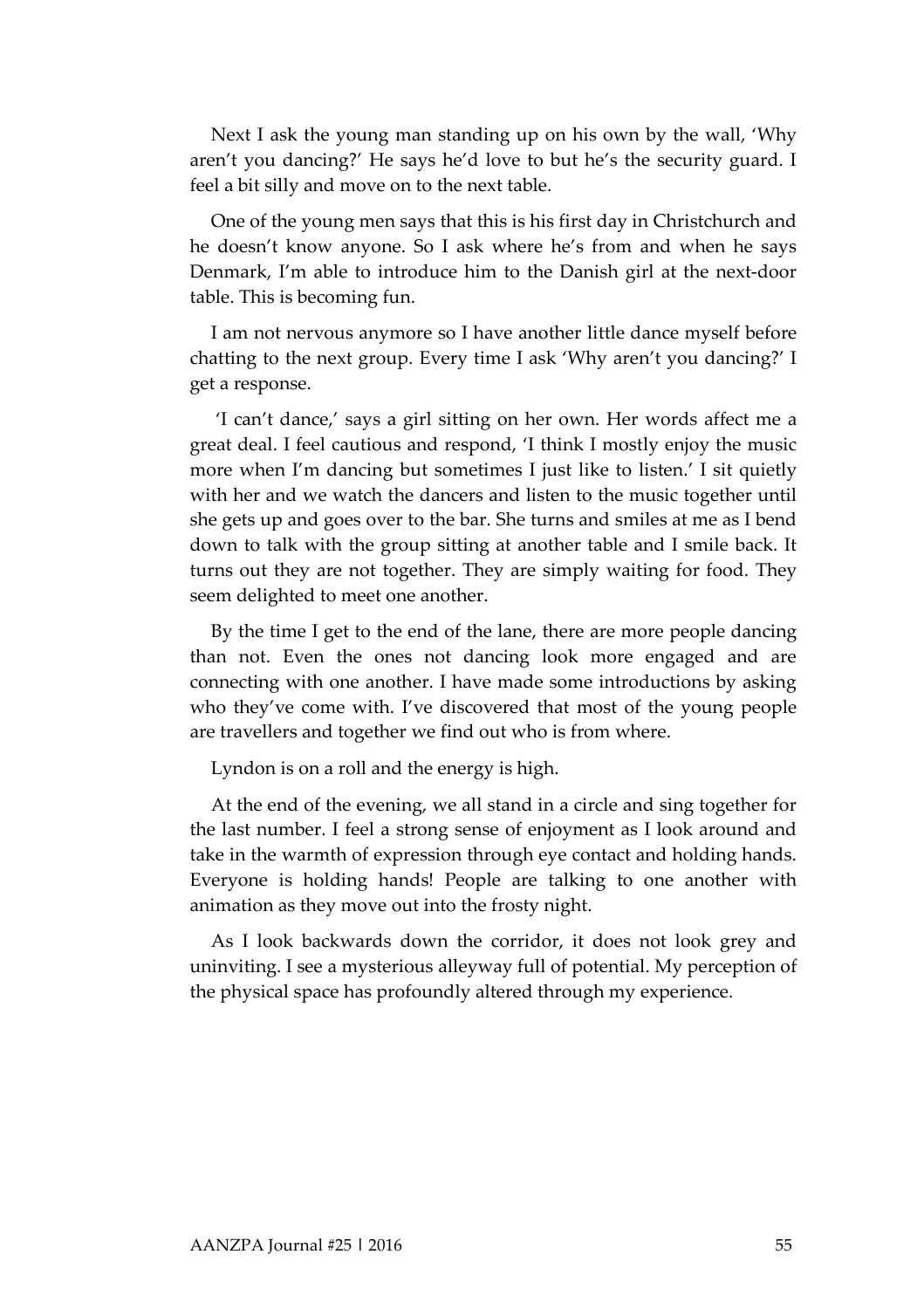Next I ask the young man standing up on his own by the wall, 'Why aren't you dancing?' He says he'd love to but he's the security guard. I feel a bit silly and move on to the next table.

One of the young men says that this is his first day in Christchurch and he doesn't know anyone. So I ask where he's from and when he says Denmark, I'm able to introduce him to the Danish girl at the next-door table. This is becoming fun.

I am not nervous anymore so I have another little dance myself before chatting to the next group. Every time I ask 'Why aren't you dancing?' I get a response.

'I can't dance,' says a girl sitting on her own. Her words affect me a great deal. I feel cautious and respond, 'I think I mostly enjoy the music more when I'm dancing but sometimes I just like to listen.' I sit quietly with her and we watch the dancers and listen to the music together until she gets up and goes over to the bar. She turns and smiles at me as I bend down to talk with the group sitting at another table and I smile back. It turns out they are not together. They are simply waiting for food. They seem delighted to meet one another.

By the time I get to the end of the lane, there are more people dancing than not. Even the ones not dancing look more engaged and are connecting with one another. I have made some introductions by asking who they've come with. I've discovered that most of the young people are travellers and together we find out who is from where.

Lyndon is on a roll and the energy is high.

At the end of the evening, we all stand in a circle and sing together for the last number. I feel a strong sense of enjoyment as I look around and take in the warmth of expression through eye contact and holding hands. Everyone is holding hands! People are talking to one another with animation as they move out into the frosty night.

As I look backwards down the corridor, it does not look grey and uninviting. I see a mysterious alleyway full of potential. My perception of the physical space has profoundly altered through my experience.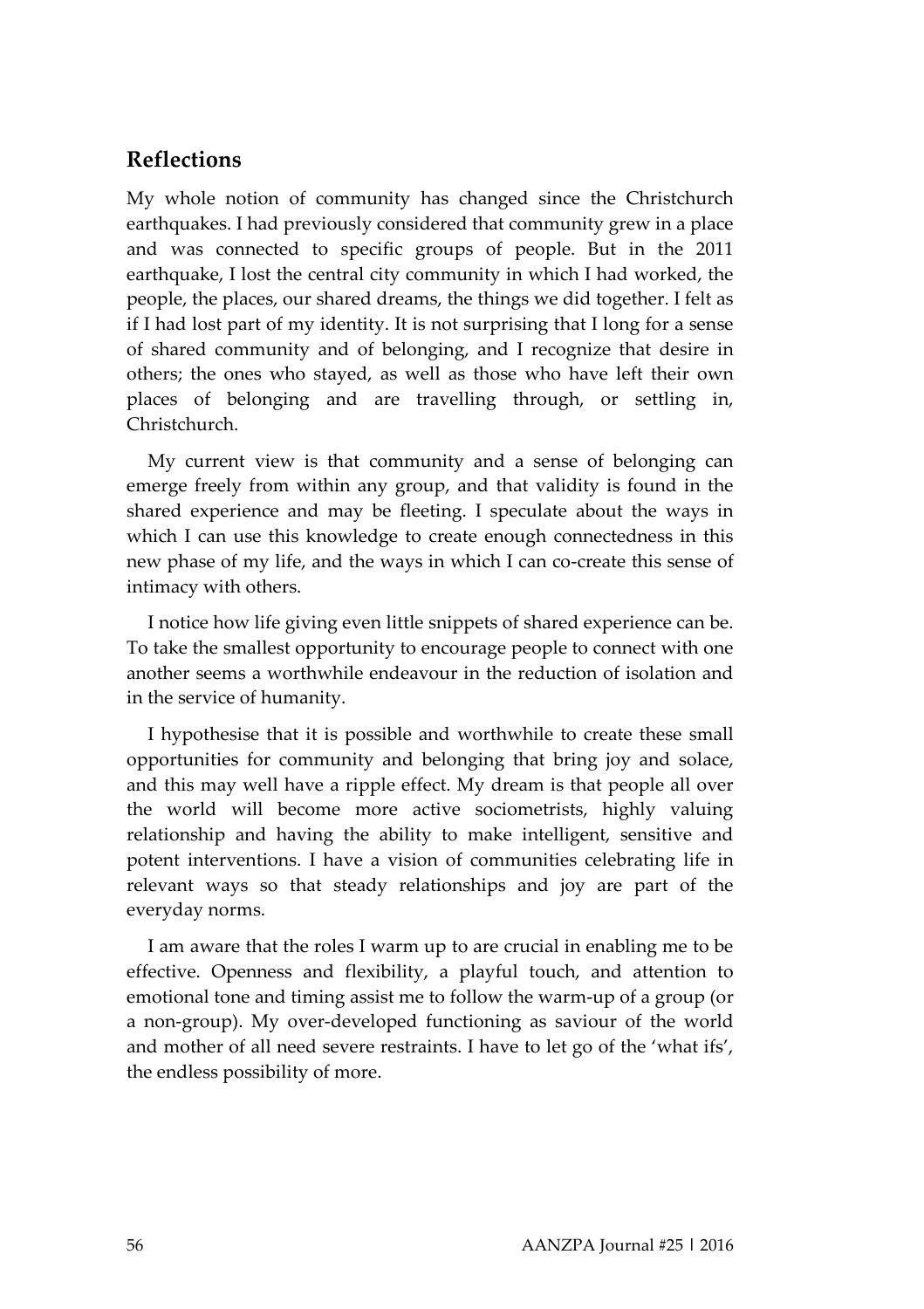## Reflections

My whole notion of community has changed since the Christchurch earthquakes. I had previously considered that community grew in a place and was connected to specific groups of people. But in the 2011 earthquake, I lost the central city community in which I had worked, the people, the places, our shared dreams, the things we did together. I felt as if I had lost part of my identity. It is not surprising that I long for a sense of shared community and of belonging, and I recognize that desire in others; the ones who stayed, as well as those who have left their own places of belonging and are travelling through, or settling in, Christchurch.

My current view is that community and a sense of belonging can emerge freely from within any group, and that validity is found in the shared experience and may be fleeting. I speculate about the ways in which I can use this knowledge to create enough connectedness in this new phase of my life, and the ways in which I can co-create this sense of intimacy with others.

I notice how life giving even little snippets of shared experience can be. To take the smallest opportunity to encourage people to connect with one another seems a worthwhile endeavour in the reduction of isolation and in the service of humanity.

I hypothesise that it is possible and worthwhile to create these small opportunities for community and belonging that bring joy and solace, and this may well have a ripple effect. My dream is that people all over the world will become more active sociometrists, highly valuing relationship and having the ability to make intelligent, sensitive and potent interventions. I have a vision of communities celebrating life in relevant ways so that steady relationships and joy are part of the everyday norms.

I am aware that the roles I warm up to are crucial in enabling me to be effective. Openness and flexibility, a playful touch, and attention to emotional tone and timing assist me to follow the warm-up of a group (or a non-group). My over-developed functioning as saviour of the world and mother of all need severe restraints. I have to let go of the 'what ifs', the endless possibility of more.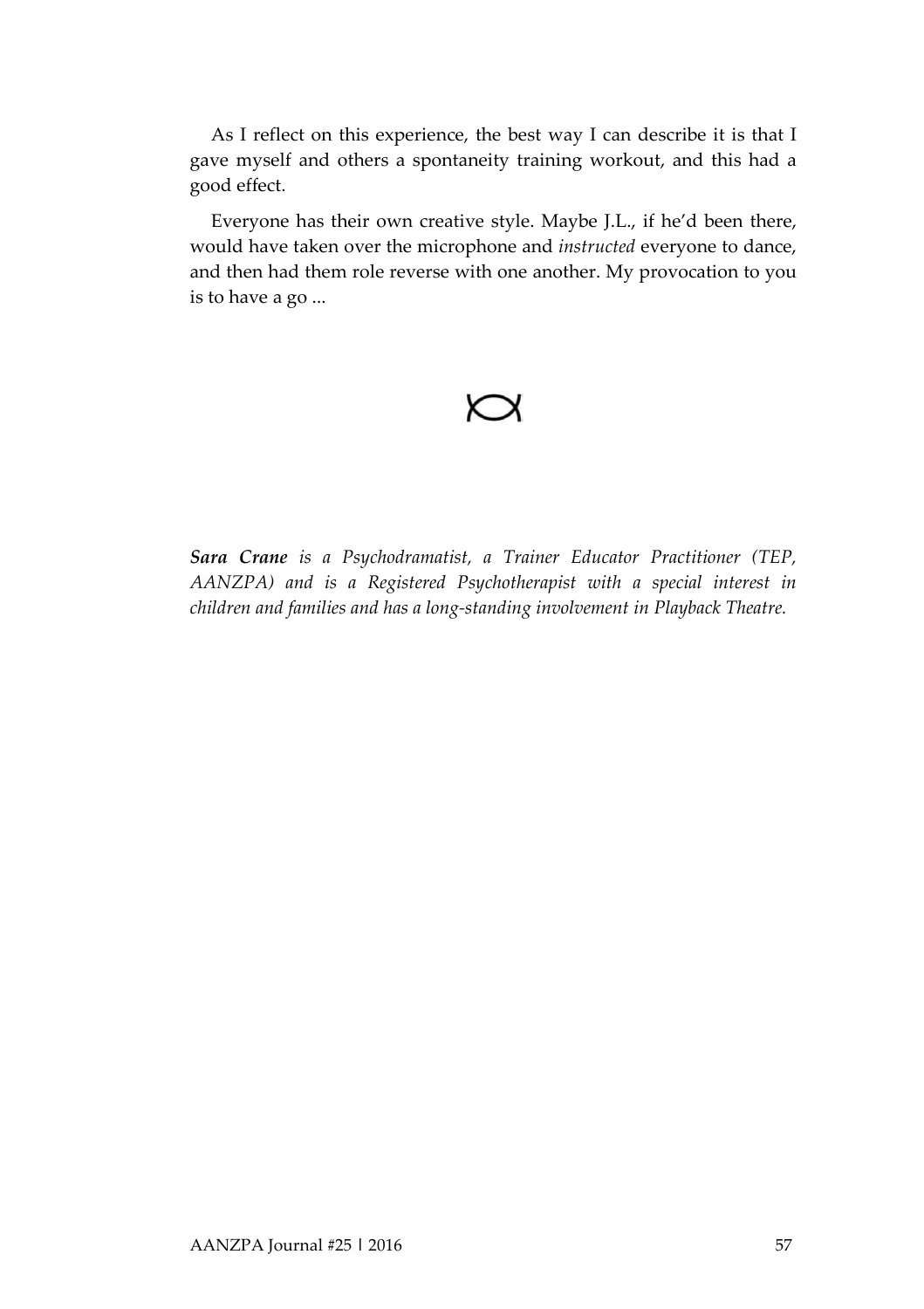As I reflect on this experience, the best way I can describe it is that I gave myself and others a spontaneity training workout, and this had a good effect.

Everyone has their own creative style. Maybe J.L., if he'd been there, would have taken over the microphone and *instructed* everyone to dance, and then had them role reverse with one another. My provocation to you is to have a go ...

***Sara Crane*** *is a Psychodramatist, a Trainer Educator Practitioner (TEP, AANZPA) and is a Registered Psychotherapist with a special interest in children and families and has a long-standing involvement in Playback Theatre.*